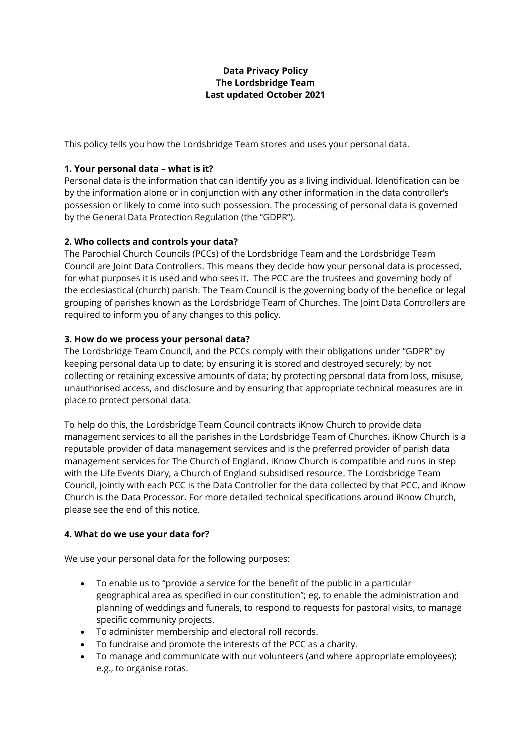**Data Privacy Policy**
**The Lordsbridge Team**
**Last updated October 2021**

This policy tells you how the Lordsbridge Team stores and uses your personal data.

**1. Your personal data – what is it?**
Personal data is the information that can identify you as a living individual. Identification can be by the information alone or in conjunction with any other information in the data controller's possession or likely to come into such possession. The processing of personal data is governed by the General Data Protection Regulation (the "GDPR").

**2. Who collects and controls your data?**
The Parochial Church Councils (PCCs) of the Lordsbridge Team and the Lordsbridge Team Council are Joint Data Controllers. This means they decide how your personal data is processed, for what purposes it is used and who sees it. The PCC are the trustees and governing body of the ecclesiastical (church) parish. The Team Council is the governing body of the benefice or legal grouping of parishes known as the Lordsbridge Team of Churches. The Joint Data Controllers are required to inform you of any changes to this policy.

**3. How do we process your personal data?**
The Lordsbridge Team Council, and the PCCs comply with their obligations under "GDPR" by keeping personal data up to date; by ensuring it is stored and destroyed securely; by not collecting or retaining excessive amounts of data; by protecting personal data from loss, misuse, unauthorised access, and disclosure and by ensuring that appropriate technical measures are in place to protect personal data.

To help do this, the Lordsbridge Team Council contracts iKnow Church to provide data management services to all the parishes in the Lordsbridge Team of Churches. iKnow Church is a reputable provider of data management services and is the preferred provider of parish data management services for The Church of England. iKnow Church is compatible and runs in step with the Life Events Diary, a Church of England subsidised resource. The Lordsbridge Team Council, jointly with each PCC is the Data Controller for the data collected by that PCC, and iKnow Church is the Data Processor. For more detailed technical specifications around iKnow Church, please see the end of this notice.

**4. What do we use your data for?**

We use your personal data for the following purposes:

- To enable us to "provide a service for the benefit of the public in a particular geographical area as specified in our constitution"; eg, to enable the administration and planning of weddings and funerals, to respond to requests for pastoral visits, to manage specific community projects.
- To administer membership and electoral roll records.
- To fundraise and promote the interests of the PCC as a charity.
- To manage and communicate with our volunteers (and where appropriate employees); e.g., to organise rotas.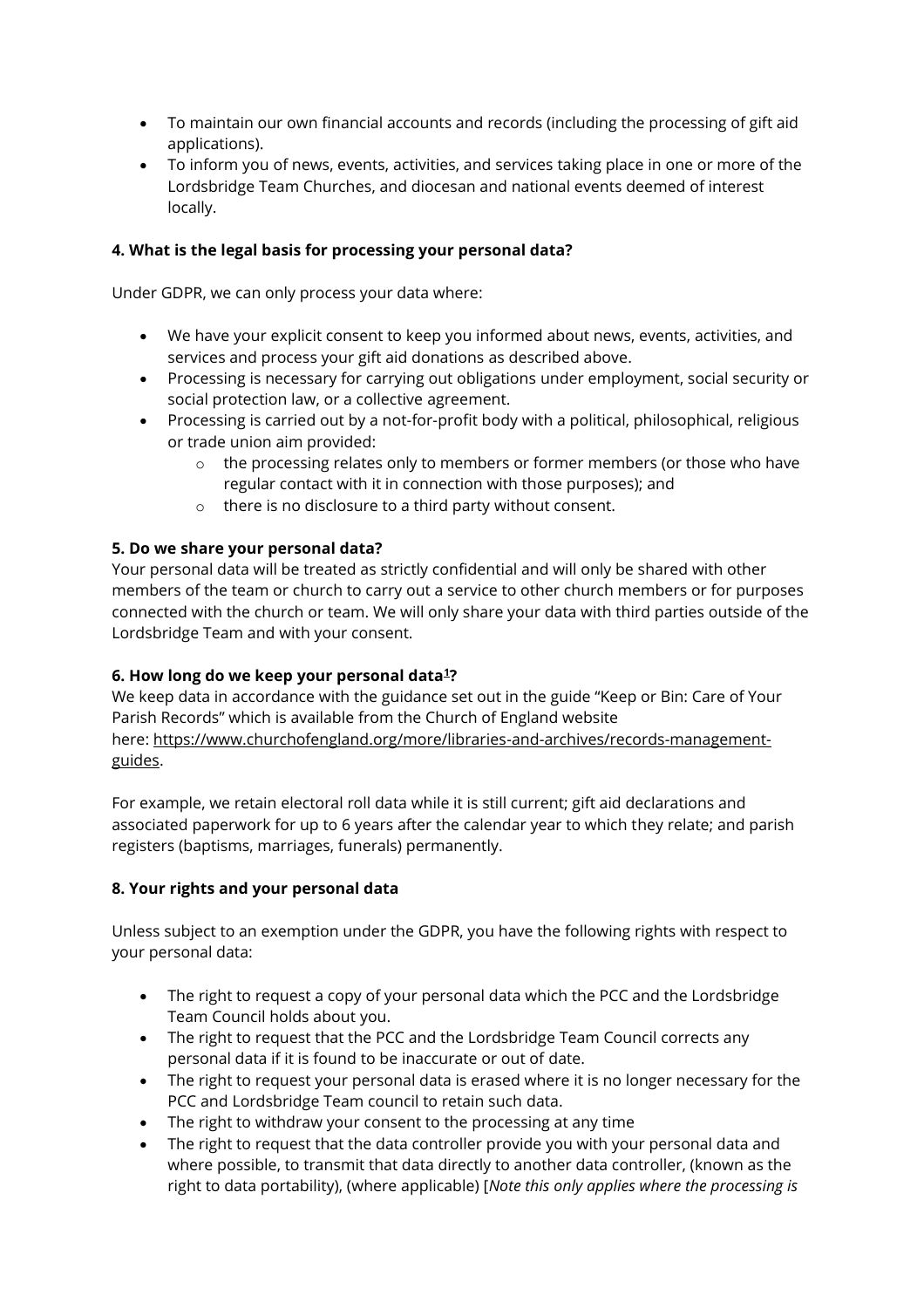- To maintain our own financial accounts and records (including the processing of gift aid applications).
- To inform you of news, events, activities, and services taking place in one or more of the Lordsbridge Team Churches, and diocesan and national events deemed of interest locally.

**4. What is the legal basis for processing your personal data?**

Under GDPR, we can only process your data where:

- We have your explicit consent to keep you informed about news, events, activities, and services and process your gift aid donations as described above.
- Processing is necessary for carrying out obligations under employment, social security or social protection law, or a collective agreement.
- Processing is carried out by a not-for-profit body with a political, philosophical, religious or trade union aim provided:
  - the processing relates only to members or former members (or those who have regular contact with it in connection with those purposes); and
  - there is no disclosure to a third party without consent.

**5. Do we share your personal data?**

Your personal data will be treated as strictly confidential and will only be shared with other members of the team or church to carry out a service to other church members or for purposes connected with the church or team. We will only share your data with third parties outside of the Lordsbridge Team and with your consent.

**6. How long do we keep your personal data[1]?**

We keep data in accordance with the guidance set out in the guide "Keep or Bin: Care of Your Parish Records" which is available from the Church of England website here: https://www.churchofengland.org/more/libraries-and-archives/records-management-guides.

For example, we retain electoral roll data while it is still current; gift aid declarations and associated paperwork for up to 6 years after the calendar year to which they relate; and parish registers (baptisms, marriages, funerals) permanently.

**8. Your rights and your personal data**

Unless subject to an exemption under the GDPR, you have the following rights with respect to your personal data:

- The right to request a copy of your personal data which the PCC and the Lordsbridge Team Council holds about you.
- The right to request that the PCC and the Lordsbridge Team Council corrects any personal data if it is found to be inaccurate or out of date.
- The right to request your personal data is erased where it is no longer necessary for the PCC and Lordsbridge Team council to retain such data.
- The right to withdraw your consent to the processing at any time
- The right to request that the data controller provide you with your personal data and where possible, to transmit that data directly to another data controller, (known as the right to data portability), (where applicable) [*Note this only applies where the processing is*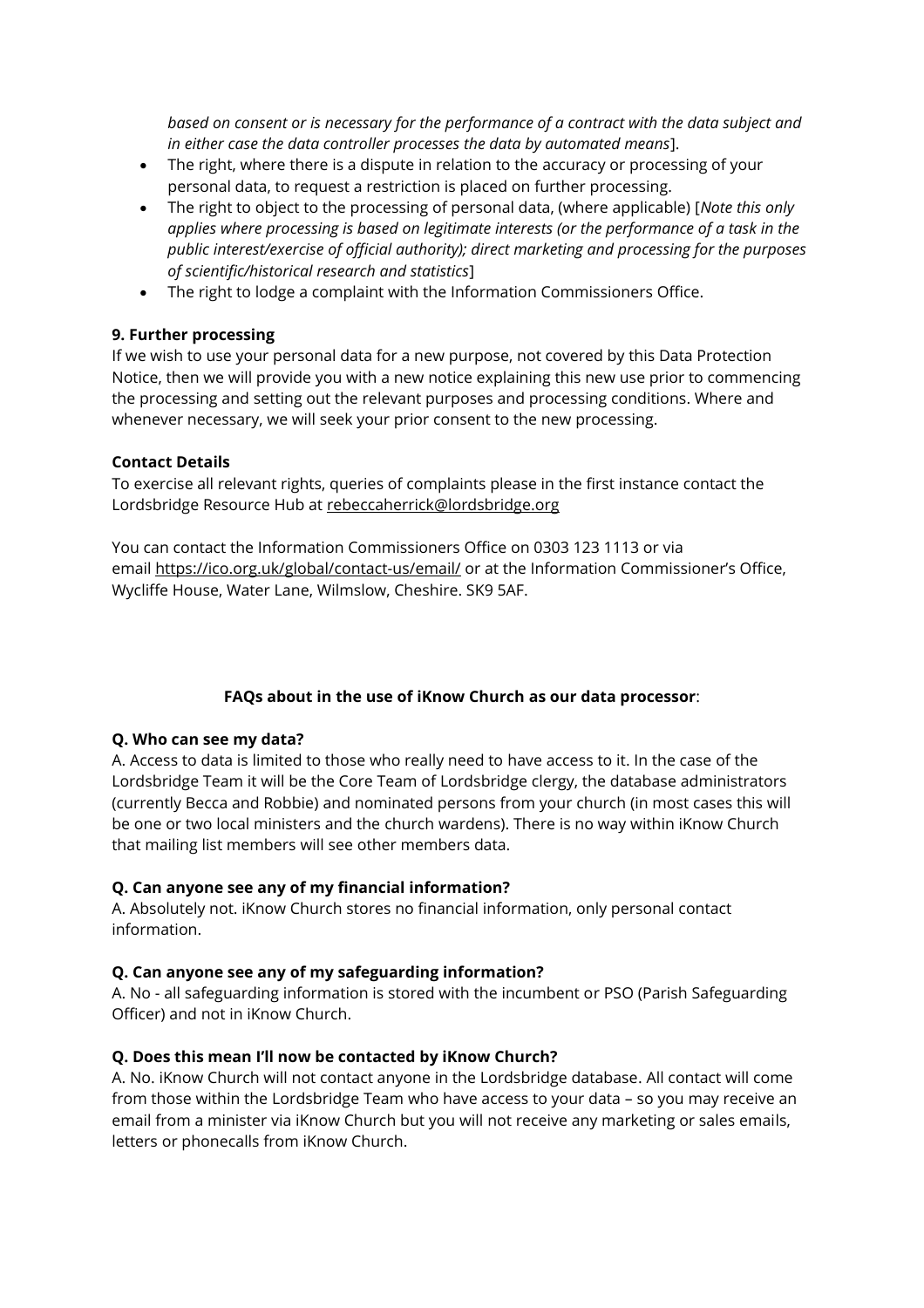*based on consent or is necessary for the performance of a contract with the data subject and in either case the data controller processes the data by automated means*].

- The right, where there is a dispute in relation to the accuracy or processing of your personal data, to request a restriction is placed on further processing.
- The right to object to the processing of personal data, (where applicable) [*Note this only applies where processing is based on legitimate interests (or the performance of a task in the public interest/exercise of official authority); direct marketing and processing for the purposes of scientific/historical research and statistics*]
- The right to lodge a complaint with the Information Commissioners Office.

**9. Further processing**

If we wish to use your personal data for a new purpose, not covered by this Data Protection Notice, then we will provide you with a new notice explaining this new use prior to commencing the processing and setting out the relevant purposes and processing conditions. Where and whenever necessary, we will seek your prior consent to the new processing.

**Contact Details**

To exercise all relevant rights, queries of complaints please in the first instance contact the Lordsbridge Resource Hub at rebeccaherrick@lordsbridge.org

You can contact the Information Commissioners Office on 0303 123 1113 or via email https://ico.org.uk/global/contact-us/email/ or at the Information Commissioner's Office, Wycliffe House, Water Lane, Wilmslow, Cheshire. SK9 5AF.

**FAQs about in the use of iKnow Church as our data processor**:

**Q. Who can see my data?**

A. Access to data is limited to those who really need to have access to it. In the case of the Lordsbridge Team it will be the Core Team of Lordsbridge clergy, the database administrators (currently Becca and Robbie) and nominated persons from your church (in most cases this will be one or two local ministers and the church wardens). There is no way within iKnow Church that mailing list members will see other members data.

**Q. Can anyone see any of my financial information?**

A. Absolutely not. iKnow Church stores no financial information, only personal contact information.

**Q. Can anyone see any of my safeguarding information?**

A. No - all safeguarding information is stored with the incumbent or PSO (Parish Safeguarding Officer) and not in iKnow Church.

**Q. Does this mean I'll now be contacted by iKnow Church?**

A. No. iKnow Church will not contact anyone in the Lordsbridge database. All contact will come from those within the Lordsbridge Team who have access to your data – so you may receive an email from a minister via iKnow Church but you will not receive any marketing or sales emails, letters or phonecalls from iKnow Church.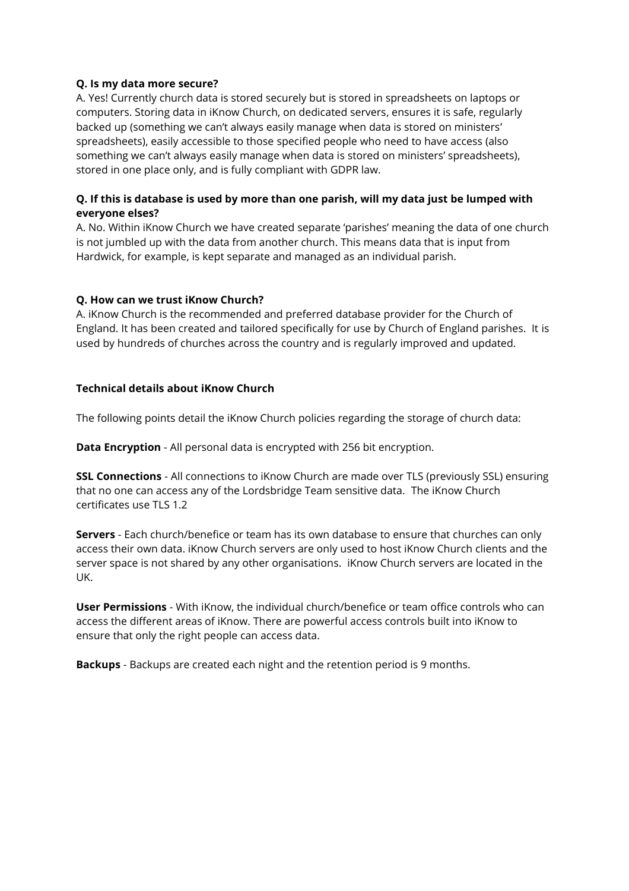**Q. Is my data more secure?**

A. Yes! Currently church data is stored securely but is stored in spreadsheets on laptops or computers. Storing data in iKnow Church, on dedicated servers, ensures it is safe, regularly backed up (something we can't always easily manage when data is stored on ministers' spreadsheets), easily accessible to those specified people who need to have access (also something we can't always easily manage when data is stored on ministers' spreadsheets), stored in one place only, and is fully compliant with GDPR law.

**Q. If this is database is used by more than one parish, will my data just be lumped with everyone elses?**

A. No. Within iKnow Church we have created separate 'parishes' meaning the data of one church is not jumbled up with the data from another church. This means data that is input from Hardwick, for example, is kept separate and managed as an individual parish.

**Q. How can we trust iKnow Church?**

A. iKnow Church is the recommended and preferred database provider for the Church of England. It has been created and tailored specifically for use by Church of England parishes. It is used by hundreds of churches across the country and is regularly improved and updated.

**Technical details about iKnow Church**

The following points detail the iKnow Church policies regarding the storage of church data:

**Data Encryption** - All personal data is encrypted with 256 bit encryption.

**SSL Connections** - All connections to iKnow Church are made over TLS (previously SSL) ensuring that no one can access any of the Lordsbridge Team sensitive data. The iKnow Church certificates use TLS 1.2

**Servers** - Each church/benefice or team has its own database to ensure that churches can only access their own data. iKnow Church servers are only used to host iKnow Church clients and the server space is not shared by any other organisations. iKnow Church servers are located in the UK.

**User Permissions** - With iKnow, the individual church/benefice or team office controls who can access the different areas of iKnow. There are powerful access controls built into iKnow to ensure that only the right people can access data.

**Backups** - Backups are created each night and the retention period is 9 months.